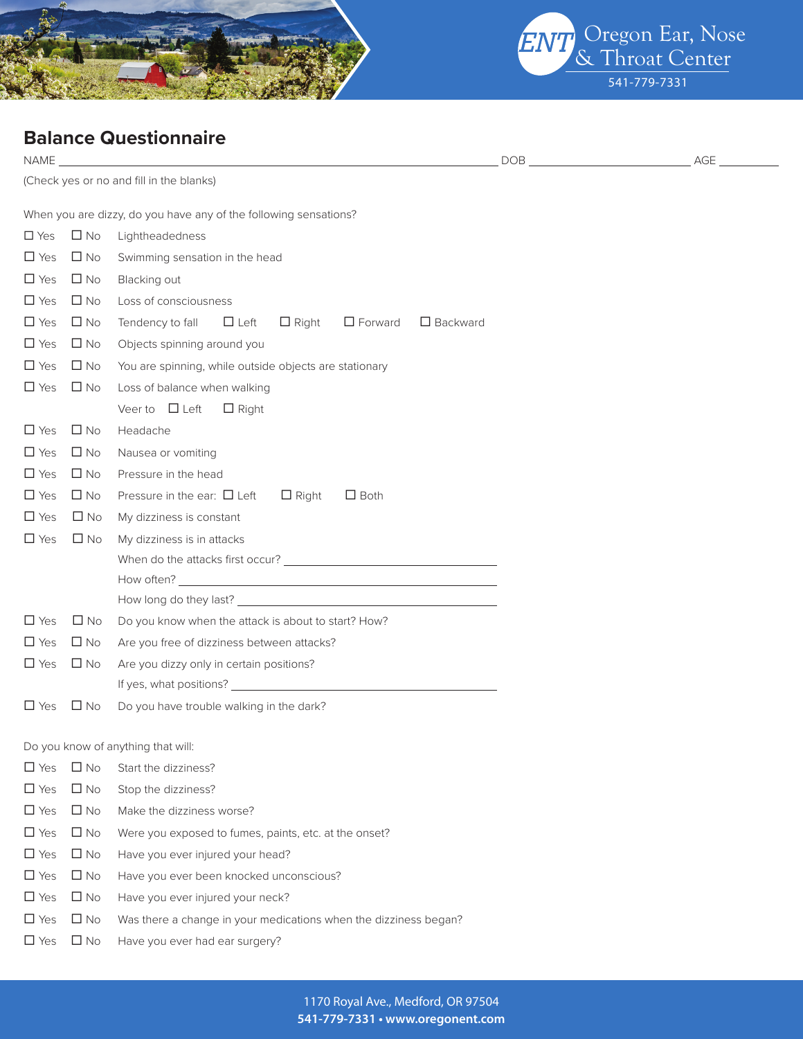Oregon Ear, Nose & Throat Center
541-779-7331

# Balance Questionnaire

NAME ______________________________ DOB ______________ AGE ________

(Check yes or no and fill in the blanks)

When you are dizzy, do you have any of the following sensations?

☐ Yes ☐ No Lightheadedness

☐ Yes ☐ No Swimming sensation in the head

☐ Yes ☐ No Blacking out

☐ Yes ☐ No Loss of consciousness

☐ Yes ☐ No Tendency to fall ☐ Left ☐ Right ☐ Forward ☐ Backward

☐ Yes ☐ No Objects spinning around you

☐ Yes ☐ No You are spinning, while outside objects are stationary

☐ Yes ☐ No Loss of balance when walking

Veer to ☐ Left ☐ Right

☐ Yes ☐ No Headache

☐ Yes ☐ No Nausea or vomiting

☐ Yes ☐ No Pressure in the head

☐ Yes ☐ No Pressure in the ear: ☐ Left ☐ Right ☐ Both

☐ Yes ☐ No My dizziness is constant

☐ Yes ☐ No My dizziness is in attacks

When do the attacks first occur? ______________________________

How often? ______________________________

How long do they last? ______________________________

☐ Yes ☐ No Do you know when the attack is about to start? How?

☐ Yes ☐ No Are you free of dizziness between attacks?

☐ Yes ☐ No Are you dizzy only in certain positions?

If yes, what positions? ______________________________

☐ Yes ☐ No Do you have trouble walking in the dark?

Do you know of anything that will:

☐ Yes ☐ No Start the dizziness?

☐ Yes ☐ No Stop the dizziness?

☐ Yes ☐ No Make the dizziness worse?

☐ Yes ☐ No Were you exposed to fumes, paints, etc. at the onset?

☐ Yes ☐ No Have you ever injured your head?

☐ Yes ☐ No Have you ever been knocked unconscious?

☐ Yes ☐ No Have you ever injured your neck?

☐ Yes ☐ No Was there a change in your medications when the dizziness began?

☐ Yes ☐ No Have you ever had ear surgery?

1170 Royal Ave., Medford, OR 97504

**541-779-7331 • www.oregonent.com**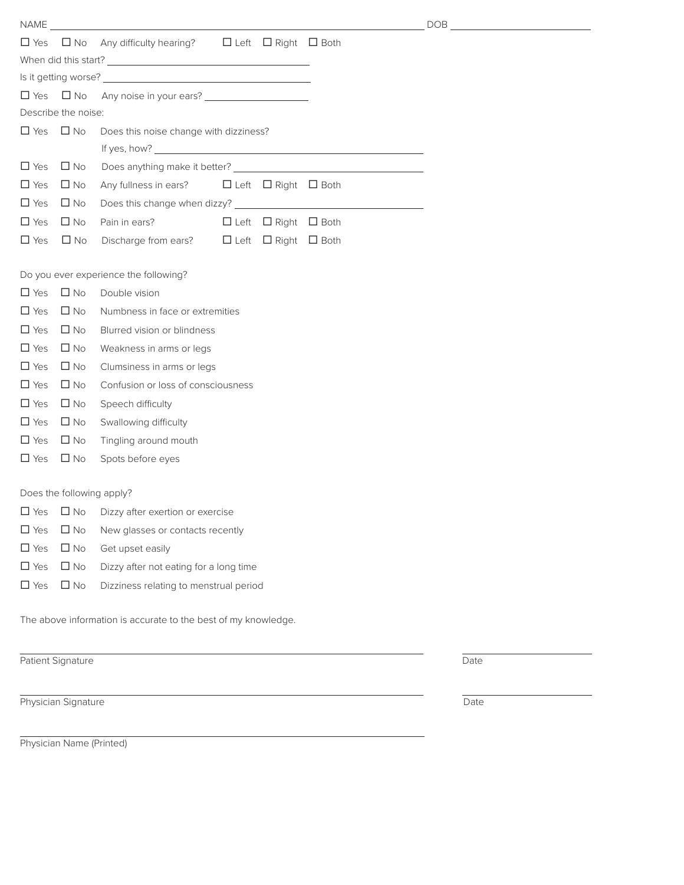NAME ______________________________ DOB ____________________

☐ Yes ☐ No Any difficulty hearing? ☐ Left ☐ Right ☐ Both

When did this start? ______________________________

Is it getting worse? ______________________________

☐ Yes ☐ No Any noise in your ears? ____________________

Describe the noise:

☐ Yes ☐ No Does this noise change with dizziness?

If yes, how? ______________________________

☐ Yes ☐ No Does anything make it better? ______________________________

☐ Yes ☐ No Any fullness in ears? ☐ Left ☐ Right ☐ Both

☐ Yes ☐ No Does this change when dizzy? ______________________________

☐ Yes ☐ No Pain in ears? ☐ Left ☐ Right ☐ Both

☐ Yes ☐ No Discharge from ears? ☐ Left ☐ Right ☐ Both

Do you ever experience the following?

☐ Yes ☐ No Double vision

☐ Yes ☐ No Numbness in face or extremities

☐ Yes ☐ No Blurred vision or blindness

☐ Yes ☐ No Weakness in arms or legs

☐ Yes ☐ No Clumsiness in arms or legs

☐ Yes ☐ No Confusion or loss of consciousness

☐ Yes ☐ No Speech difficulty

☐ Yes ☐ No Swallowing difficulty

☐ Yes ☐ No Tingling around mouth

☐ Yes ☐ No Spots before eyes

Does the following apply?

☐ Yes ☐ No Dizzy after exertion or exercise

☐ Yes ☐ No New glasses or contacts recently

☐ Yes ☐ No Get upset easily

☐ Yes ☐ No Dizzy after not eating for a long time

☐ Yes ☐ No Dizziness relating to menstrual period

The above information is accurate to the best of my knowledge.

______________________________ ____________________

Patient Signature Date

______________________________ ____________________

Physician Signature Date

______________________________

Physician Name (Printed)